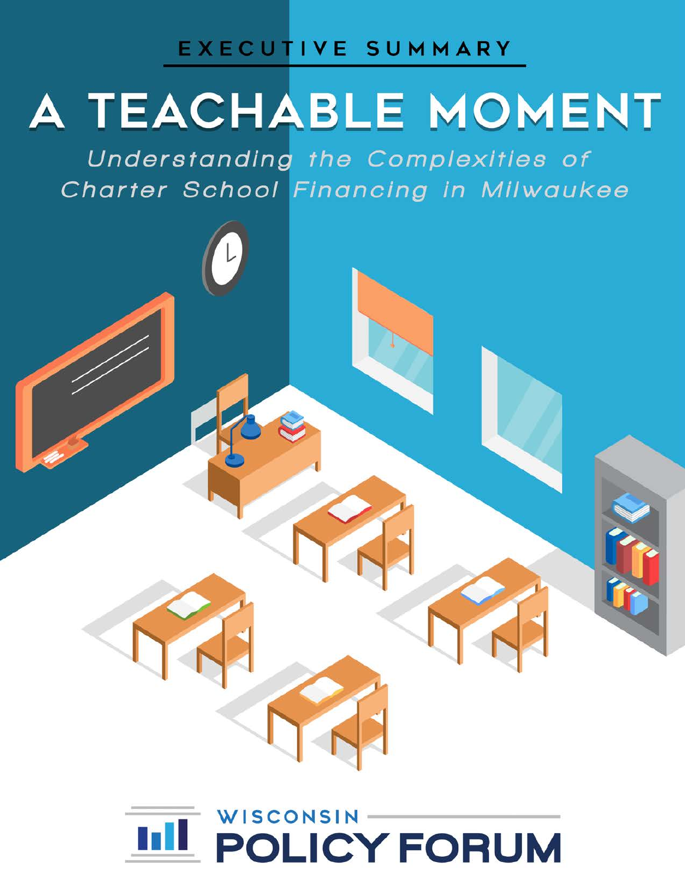EXECUTIVE SUMMARY

# A TEACHABLE MOMENT

*Understanding the Complexities of Charter School Financing in Milwaukee*

WISCONSIN POLICY FORUM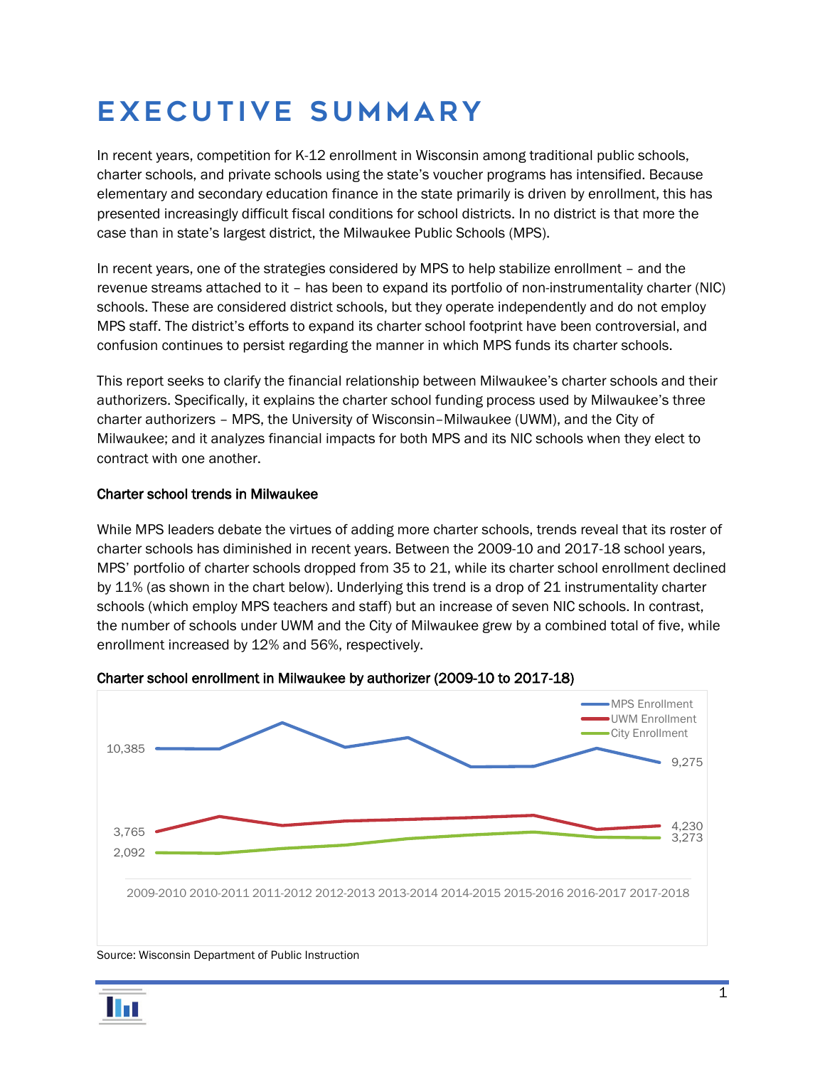# EXECUTIVE SUMMARY

In recent years, competition for K-12 enrollment in Wisconsin among traditional public schools, charter schools, and private schools using the state's voucher programs has intensified. Because elementary and secondary education finance in the state primarily is driven by enrollment, this has presented increasingly difficult fiscal conditions for school districts. In no district is that more the case than in state's largest district, the Milwaukee Public Schools (MPS).

In recent years, one of the strategies considered by MPS to help stabilize enrollment – and the revenue streams attached to it – has been to expand its portfolio of non-instrumentality charter (NIC) schools. These are considered district schools, but they operate independently and do not employ MPS staff. The district's efforts to expand its charter school footprint have been controversial, and confusion continues to persist regarding the manner in which MPS funds its charter schools.

This report seeks to clarify the financial relationship between Milwaukee's charter schools and their authorizers. Specifically, it explains the charter school funding process used by Milwaukee's three charter authorizers – MPS, the University of Wisconsin–Milwaukee (UWM), and the City of Milwaukee; and it analyzes financial impacts for both MPS and its NIC schools when they elect to contract with one another.

**Charter school trends in Milwaukee**

While MPS leaders debate the virtues of adding more charter schools, trends reveal that its roster of charter schools has diminished in recent years. Between the 2009-10 and 2017-18 school years, MPS' portfolio of charter schools dropped from 35 to 21, while its charter school enrollment declined by 11% (as shown in the chart below). Underlying this trend is a drop of 21 instrumentality charter schools (which employ MPS teachers and staff) but an increase of seven NIC schools. In contrast, the number of schools under UWM and the City of Milwaukee grew by a combined total of five, while enrollment increased by 12% and 56%, respectively.

**Charter school enrollment in Milwaukee by authorizer (2009-10 to 2017-18)**

| Authorizer | 2009-2010 | 2017-2018 |
|---|---|---|
| MPS Enrollment | 10,385 | 9,275 |
| UWM Enrollment | 3,765 | 4,230 |
| City Enrollment | 2,092 | 3,273 |

Source: Wisconsin Department of Public Instruction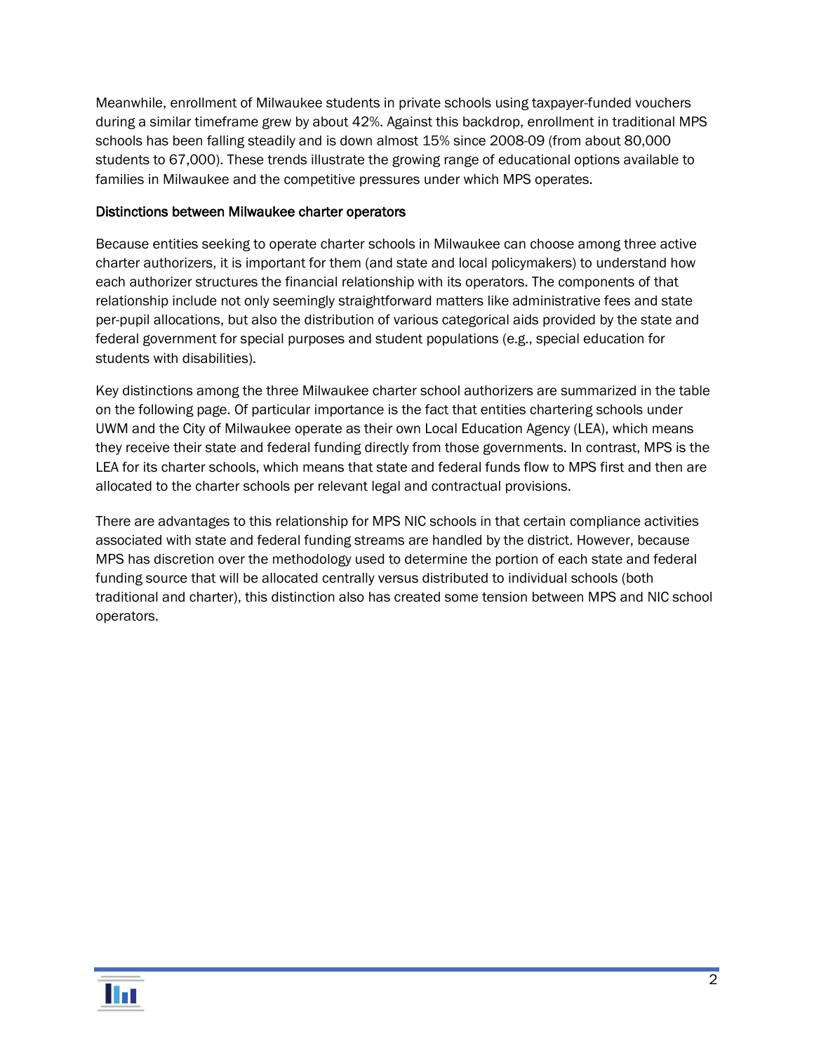Meanwhile, enrollment of Milwaukee students in private schools using taxpayer-funded vouchers during a similar timeframe grew by about 42%. Against this backdrop, enrollment in traditional MPS schools has been falling steadily and is down almost 15% since 2008-09 (from about 80,000 students to 67,000). These trends illustrate the growing range of educational options available to families in Milwaukee and the competitive pressures under which MPS operates.

### Distinctions between Milwaukee charter operators

Because entities seeking to operate charter schools in Milwaukee can choose among three active charter authorizers, it is important for them (and state and local policymakers) to understand how each authorizer structures the financial relationship with its operators. The components of that relationship include not only seemingly straightforward matters like administrative fees and state per-pupil allocations, but also the distribution of various categorical aids provided by the state and federal government for special purposes and student populations (e.g., special education for students with disabilities).

Key distinctions among the three Milwaukee charter school authorizers are summarized in the table on the following page. Of particular importance is the fact that entities chartering schools under UWM and the City of Milwaukee operate as their own Local Education Agency (LEA), which means they receive their state and federal funding directly from those governments. In contrast, MPS is the LEA for its charter schools, which means that state and federal funds flow to MPS first and then are allocated to the charter schools per relevant legal and contractual provisions.

There are advantages to this relationship for MPS NIC schools in that certain compliance activities associated with state and federal funding streams are handled by the district. However, because MPS has discretion over the methodology used to determine the portion of each state and federal funding source that will be allocated centrally versus distributed to individual schools (both traditional and charter), this distinction also has created some tension between MPS and NIC school operators.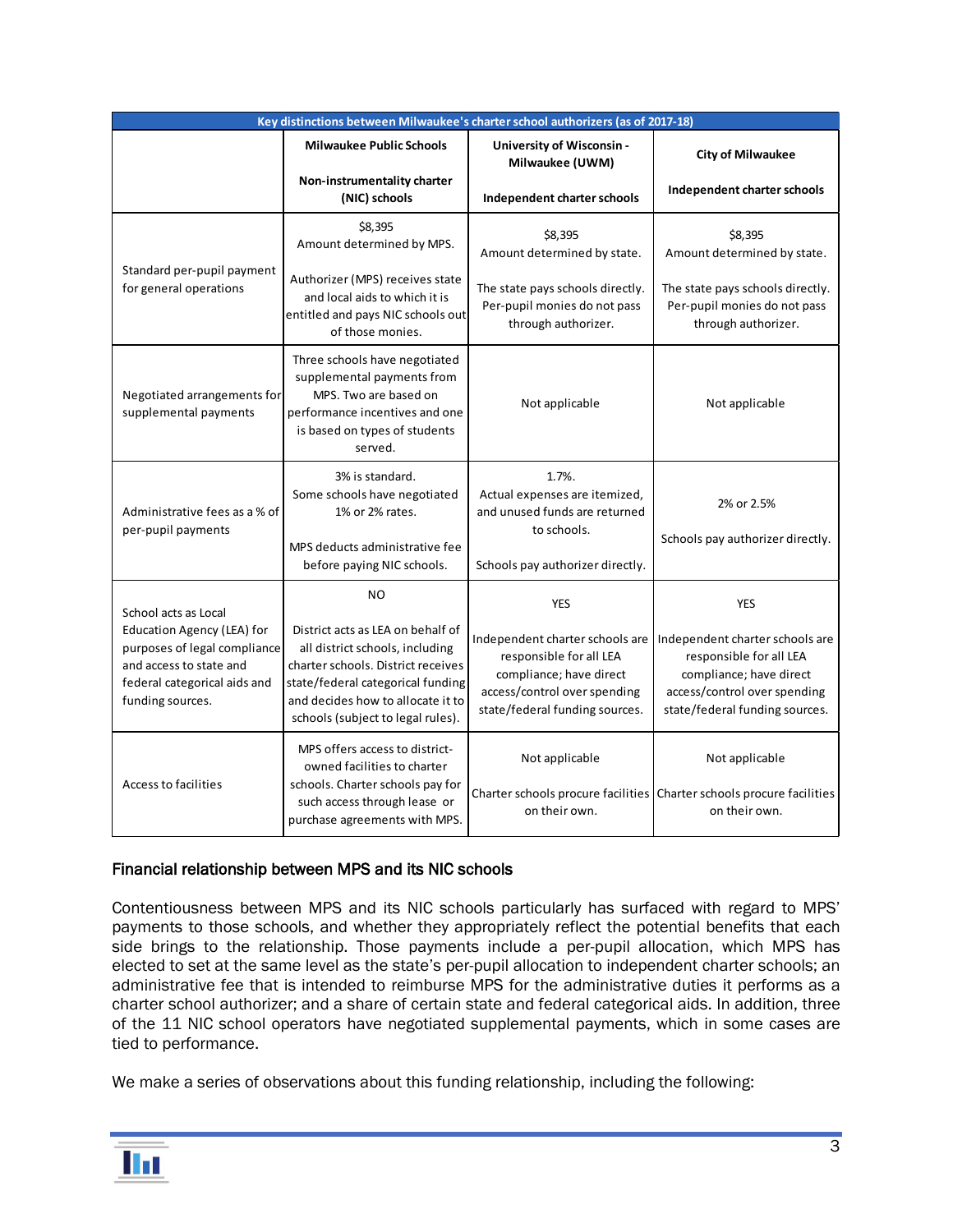| Key distinctions between Milwaukee's charter school authorizers (as of 2017-18) | | | |
|---|---|---|---|
| | **Milwaukee Public Schools**<br><br>**Non-instrumentality charter (NIC) schools** | **University of Wisconsin - Milwaukee (UWM)**<br><br>**Independent charter schools** | **City of Milwaukee**<br><br>**Independent charter schools** |
| Standard per-pupil payment for general operations | $8,395<br>Amount determined by MPS.<br><br>Authorizer (MPS) receives state and local aids to which it is entitled and pays NIC schools out of those monies. | $8,395<br>Amount determined by state.<br><br>The state pays schools directly. Per-pupil monies do not pass through authorizer. | $8,395<br>Amount determined by state.<br><br>The state pays schools directly. Per-pupil monies do not pass through authorizer. |
| Negotiated arrangements for supplemental payments | Three schools have negotiated supplemental payments from MPS. Two are based on performance incentives and one is based on types of students served. | Not applicable | Not applicable |
| Administrative fees as a % of per-pupil payments | 3% is standard.<br>Some schools have negotiated 1% or 2% rates.<br><br>MPS deducts administrative fee before paying NIC schools. | 1.7%.<br>Actual expenses are itemized, and unused funds are returned to schools.<br><br>Schools pay authorizer directly. | 2% or 2.5%<br><br>Schools pay authorizer directly. |
| School acts as Local Education Agency (LEA) for purposes of legal compliance and access to state and federal categorical aids and funding sources. | NO<br><br>District acts as LEA on behalf of all district schools, including charter schools. District receives state/federal categorical funding and decides how to allocate it to schools (subject to legal rules). | YES<br><br>Independent charter schools are responsible for all LEA compliance; have direct access/control over spending state/federal funding sources. | YES<br><br>Independent charter schools are responsible for all LEA compliance; have direct access/control over spending state/federal funding sources. |
| Access to facilities | MPS offers access to district-owned facilities to charter schools. Charter schools pay for such access through lease or purchase agreements with MPS. | Not applicable<br><br>Charter schools procure facilities on their own. | Not applicable<br><br>Charter schools procure facilities on their own. |

## Financial relationship between MPS and its NIC schools

Contentiousness between MPS and its NIC schools particularly has surfaced with regard to MPS' payments to those schools, and whether they appropriately reflect the potential benefits that each side brings to the relationship. Those payments include a per-pupil allocation, which MPS has elected to set at the same level as the state's per-pupil allocation to independent charter schools; an administrative fee that is intended to reimburse MPS for the administrative duties it performs as a charter school authorizer; and a share of certain state and federal categorical aids. In addition, three of the 11 NIC school operators have negotiated supplemental payments, which in some cases are tied to performance.

We make a series of observations about this funding relationship, including the following: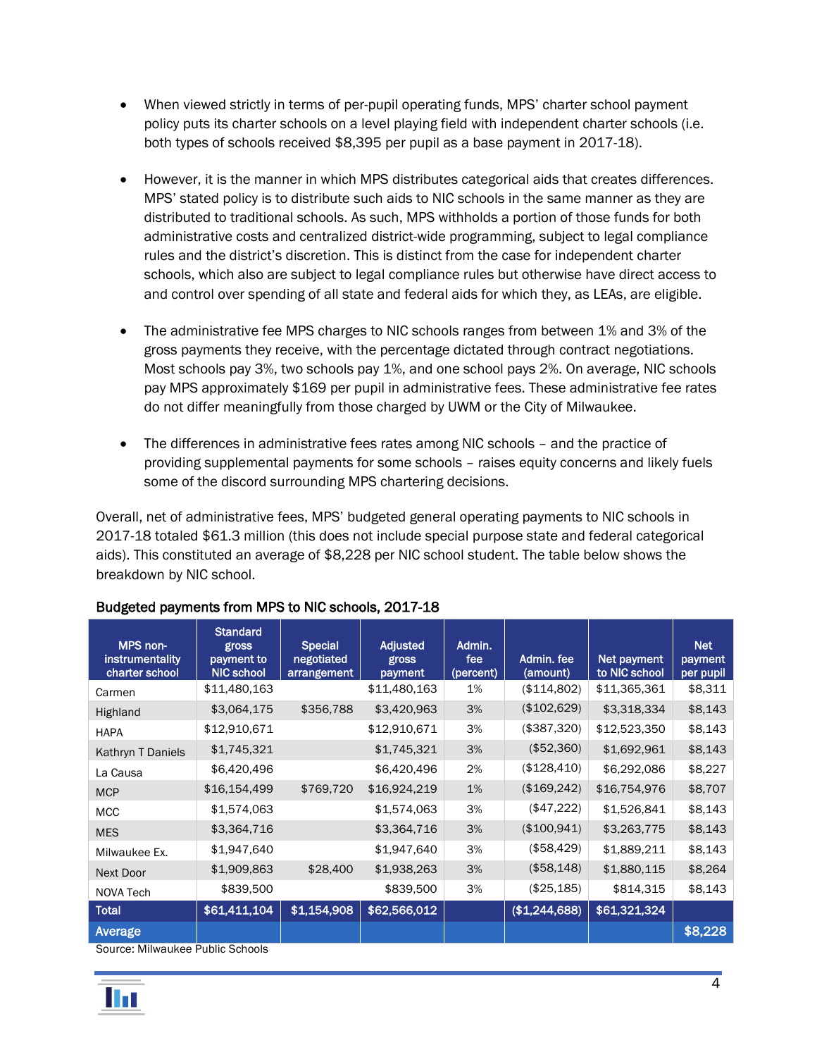- When viewed strictly in terms of per-pupil operating funds, MPS' charter school payment policy puts its charter schools on a level playing field with independent charter schools (i.e. both types of schools received $8,395 per pupil as a base payment in 2017-18).
- However, it is the manner in which MPS distributes categorical aids that creates differences. MPS' stated policy is to distribute such aids to NIC schools in the same manner as they are distributed to traditional schools. As such, MPS withholds a portion of those funds for both administrative costs and centralized district-wide programming, subject to legal compliance rules and the district's discretion. This is distinct from the case for independent charter schools, which also are subject to legal compliance rules but otherwise have direct access to and control over spending of all state and federal aids for which they, as LEAs, are eligible.
- The administrative fee MPS charges to NIC schools ranges from between 1% and 3% of the gross payments they receive, with the percentage dictated through contract negotiations. Most schools pay 3%, two schools pay 1%, and one school pays 2%. On average, NIC schools pay MPS approximately $169 per pupil in administrative fees. These administrative fee rates do not differ meaningfully from those charged by UWM or the City of Milwaukee.
- The differences in administrative fees rates among NIC schools – and the practice of providing supplemental payments for some schools – raises equity concerns and likely fuels some of the discord surrounding MPS chartering decisions.

Overall, net of administrative fees, MPS' budgeted general operating payments to NIC schools in 2017-18 totaled $61.3 million (this does not include special purpose state and federal categorical aids). This constituted an average of $8,228 per NIC school student. The table below shows the breakdown by NIC school.

**Budgeted payments from MPS to NIC schools, 2017-18**

| MPS non-instrumentality charter school | Standard gross payment to NIC school | Special negotiated arrangement | Adjusted gross payment | Admin. fee (percent) | Admin. fee (amount) | Net payment to NIC school | Net payment per pupil |
|---|---|---|---|---|---|---|---|
| Carmen | $11,480,163 | | $11,480,163 | 1% | ($114,802) | $11,365,361 | $8,311 |
| Highland | $3,064,175 | $356,788 | $3,420,963 | 3% | ($102,629) | $3,318,334 | $8,143 |
| HAPA | $12,910,671 | | $12,910,671 | 3% | ($387,320) | $12,523,350 | $8,143 |
| Kathryn T Daniels | $1,745,321 | | $1,745,321 | 3% | ($52,360) | $1,692,961 | $8,143 |
| La Causa | $6,420,496 | | $6,420,496 | 2% | ($128,410) | $6,292,086 | $8,227 |
| MCP | $16,154,499 | $769,720 | $16,924,219 | 1% | ($169,242) | $16,754,976 | $8,707 |
| MCC | $1,574,063 | | $1,574,063 | 3% | ($47,222) | $1,526,841 | $8,143 |
| MES | $3,364,716 | | $3,364,716 | 3% | ($100,941) | $3,263,775 | $8,143 |
| Milwaukee Ex. | $1,947,640 | | $1,947,640 | 3% | ($58,429) | $1,889,211 | $8,143 |
| Next Door | $1,909,863 | $28,400 | $1,938,263 | 3% | ($58,148) | $1,880,115 | $8,264 |
| NOVA Tech | $839,500 | | $839,500 | 3% | ($25,185) | $814,315 | $8,143 |
| **Total** | **$61,411,104** | **$1,154,908** | **$62,566,012** | | **($1,244,688)** | **$61,321,324** | |
| **Average** | | | | | | | **$8,228** |

Source: Milwaukee Public Schools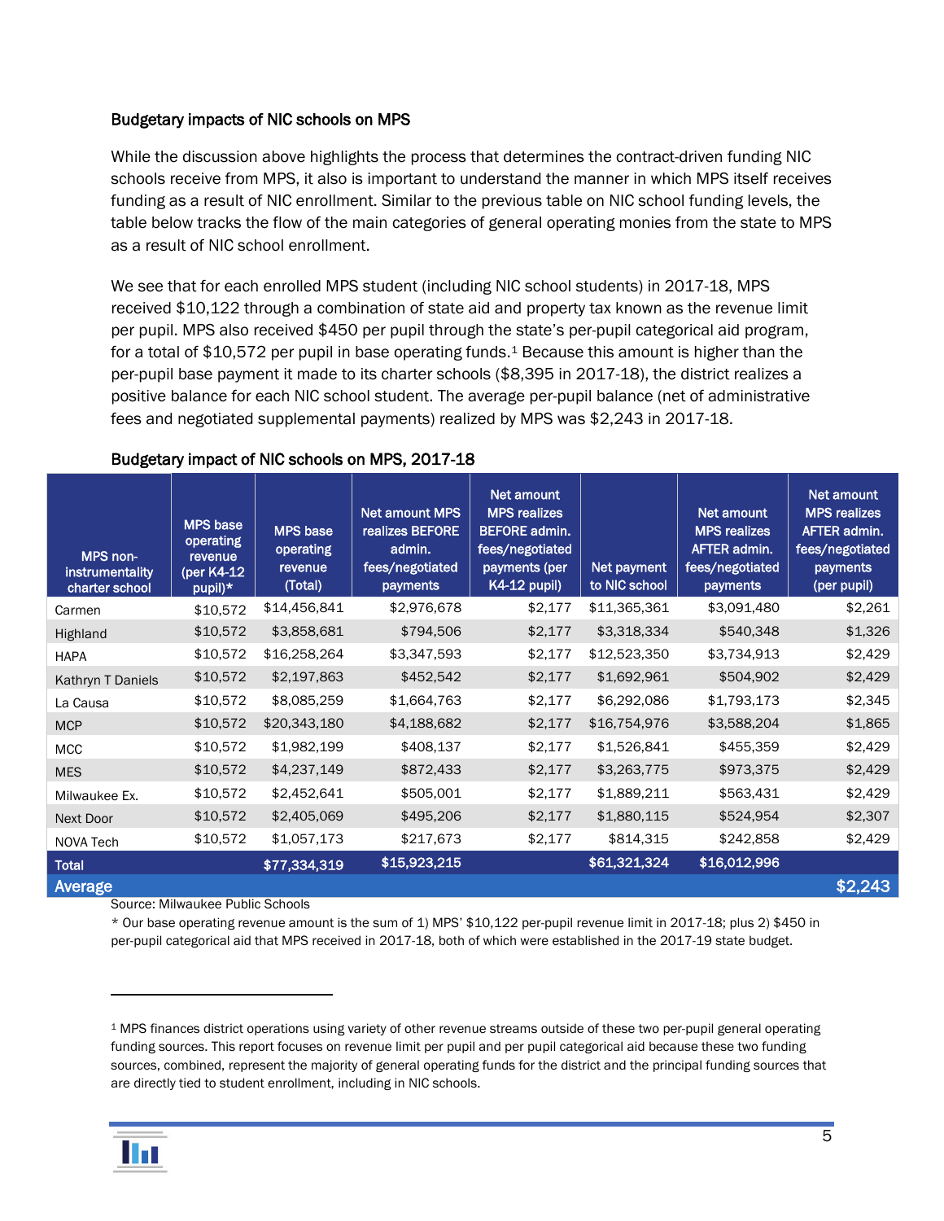### Budgetary impacts of NIC schools on MPS

While the discussion above highlights the process that determines the contract-driven funding NIC schools receive from MPS, it also is important to understand the manner in which MPS itself receives funding as a result of NIC enrollment. Similar to the previous table on NIC school funding levels, the table below tracks the flow of the main categories of general operating monies from the state to MPS as a result of NIC school enrollment.

We see that for each enrolled MPS student (including NIC school students) in 2017-18, MPS received $10,122 through a combination of state aid and property tax known as the revenue limit per pupil. MPS also received $450 per pupil through the state's per-pupil categorical aid program, for a total of $10,572 per pupil in base operating funds.[1] Because this amount is higher than the per-pupil base payment it made to its charter schools ($8,395 in 2017-18), the district realizes a positive balance for each NIC school student. The average per-pupil balance (net of administrative fees and negotiated supplemental payments) realized by MPS was $2,243 in 2017-18.

**Budgetary impact of NIC schools on MPS, 2017-18**

| MPS non-instrumentality charter school | MPS base operating revenue (per K4-12 pupil)* | MPS base operating revenue (Total) | Net amount MPS realizes BEFORE admin. fees/negotiated payments | Net amount MPS realizes BEFORE admin. fees/negotiated payments (per K4-12 pupil) | Net payment to NIC school | Net amount MPS realizes AFTER admin. fees/negotiated payments | Net amount MPS realizes AFTER admin. fees/negotiated payments (per pupil) |
|---|---|---|---|---|---|---|---|
| Carmen | $10,572 | $14,456,841 | $2,976,678 | $2,177 | $11,365,361 | $3,091,480 | $2,261 |
| Highland | $10,572 | $3,858,681 | $794,506 | $2,177 | $3,318,334 | $540,348 | $1,326 |
| HAPA | $10,572 | $16,258,264 | $3,347,593 | $2,177 | $12,523,350 | $3,734,913 | $2,429 |
| Kathryn T Daniels | $10,572 | $2,197,863 | $452,542 | $2,177 | $1,692,961 | $504,902 | $2,429 |
| La Causa | $10,572 | $8,085,259 | $1,664,763 | $2,177 | $6,292,086 | $1,793,173 | $2,345 |
| MCP | $10,572 | $20,343,180 | $4,188,682 | $2,177 | $16,754,976 | $3,588,204 | $1,865 |
| MCC | $10,572 | $1,982,199 | $408,137 | $2,177 | $1,526,841 | $455,359 | $2,429 |
| MES | $10,572 | $4,237,149 | $872,433 | $2,177 | $3,263,775 | $973,375 | $2,429 |
| Milwaukee Ex. | $10,572 | $2,452,641 | $505,001 | $2,177 | $1,889,211 | $563,431 | $2,429 |
| Next Door | $10,572 | $2,405,069 | $495,206 | $2,177 | $1,880,115 | $524,954 | $2,307 |
| NOVA Tech | $10,572 | $1,057,173 | $217,673 | $2,177 | $814,315 | $242,858 | $2,429 |
| **Total** | | **$77,334,319** | **$15,923,215** | | **$61,321,324** | **$16,012,996** | |
| **Average** | | | | | | | **$2,243** |

Source: Milwaukee Public Schools

* Our base operating revenue amount is the sum of 1) MPS' $10,122 per-pupil revenue limit in 2017-18; plus 2) $450 in per-pupil categorical aid that MPS received in 2017-18, both of which were established in the 2017-19 state budget.

---

[1] MPS finances district operations using variety of other revenue streams outside of these two per-pupil general operating funding sources. This report focuses on revenue limit per pupil and per pupil categorical aid because these two funding sources, combined, represent the majority of general operating funds for the district and the principal funding sources that are directly tied to student enrollment, including in NIC schools.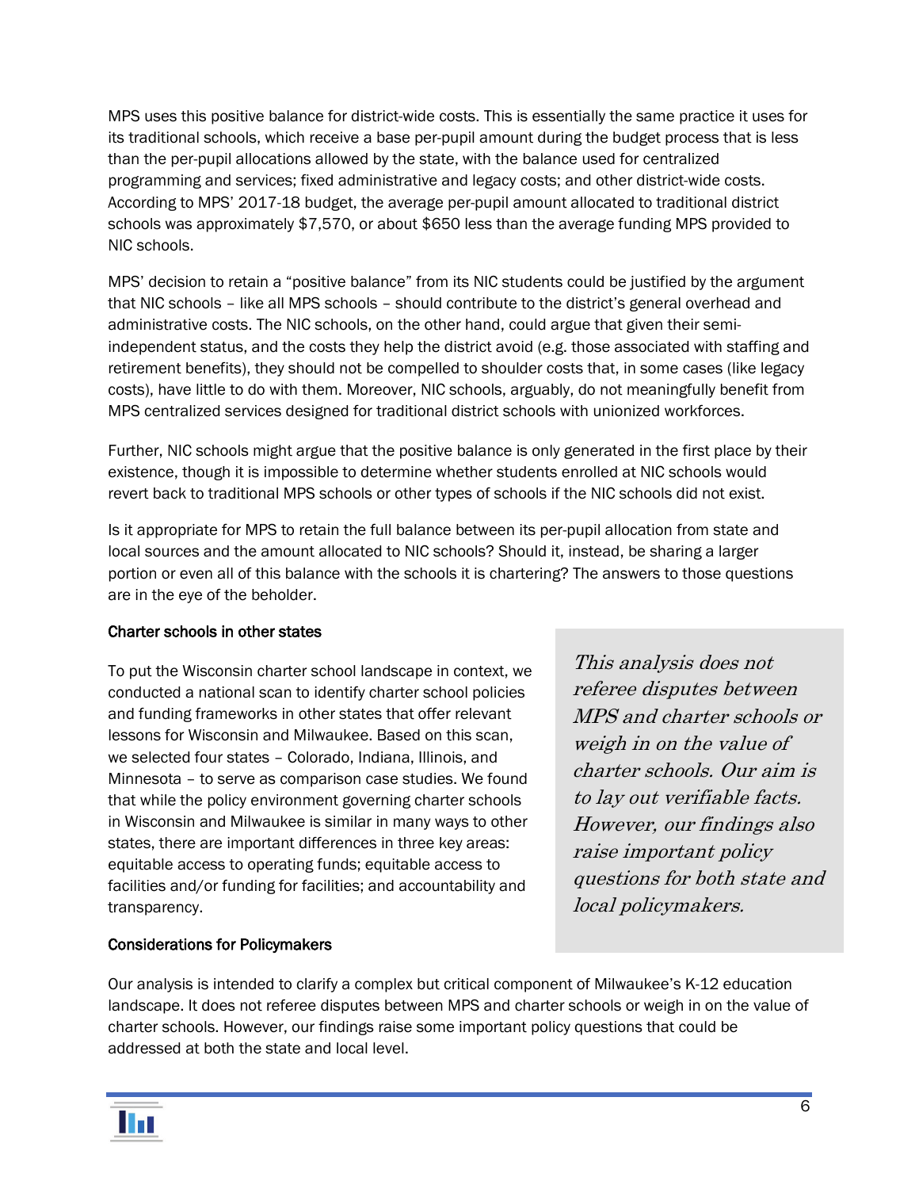MPS uses this positive balance for district-wide costs. This is essentially the same practice it uses for its traditional schools, which receive a base per-pupil amount during the budget process that is less than the per-pupil allocations allowed by the state, with the balance used for centralized programming and services; fixed administrative and legacy costs; and other district-wide costs. According to MPS' 2017-18 budget, the average per-pupil amount allocated to traditional district schools was approximately $7,570, or about $650 less than the average funding MPS provided to NIC schools.

MPS' decision to retain a "positive balance" from its NIC students could be justified by the argument that NIC schools – like all MPS schools – should contribute to the district's general overhead and administrative costs. The NIC schools, on the other hand, could argue that given their semi-independent status, and the costs they help the district avoid (e.g. those associated with staffing and retirement benefits), they should not be compelled to shoulder costs that, in some cases (like legacy costs), have little to do with them. Moreover, NIC schools, arguably, do not meaningfully benefit from MPS centralized services designed for traditional district schools with unionized workforces.

Further, NIC schools might argue that the positive balance is only generated in the first place by their existence, though it is impossible to determine whether students enrolled at NIC schools would revert back to traditional MPS schools or other types of schools if the NIC schools did not exist.

Is it appropriate for MPS to retain the full balance between its per-pupil allocation from state and local sources and the amount allocated to NIC schools? Should it, instead, be sharing a larger portion or even all of this balance with the schools it is chartering? The answers to those questions are in the eye of the beholder.

**Charter schools in other states**

To put the Wisconsin charter school landscape in context, we conducted a national scan to identify charter school policies and funding frameworks in other states that offer relevant lessons for Wisconsin and Milwaukee. Based on this scan, we selected four states – Colorado, Indiana, Illinois, and Minnesota – to serve as comparison case studies. We found that while the policy environment governing charter schools in Wisconsin and Milwaukee is similar in many ways to other states, there are important differences in three key areas: equitable access to operating funds; equitable access to facilities and/or funding for facilities; and accountability and transparency.

> *This analysis does not referee disputes between MPS and charter schools or weigh in on the value of charter schools. Our aim is to lay out verifiable facts. However, our findings also raise important policy questions for both state and local policymakers.*

**Considerations for Policymakers**

Our analysis is intended to clarify a complex but critical component of Milwaukee's K-12 education landscape. It does not referee disputes between MPS and charter schools or weigh in on the value of charter schools. However, our findings raise some important policy questions that could be addressed at both the state and local level.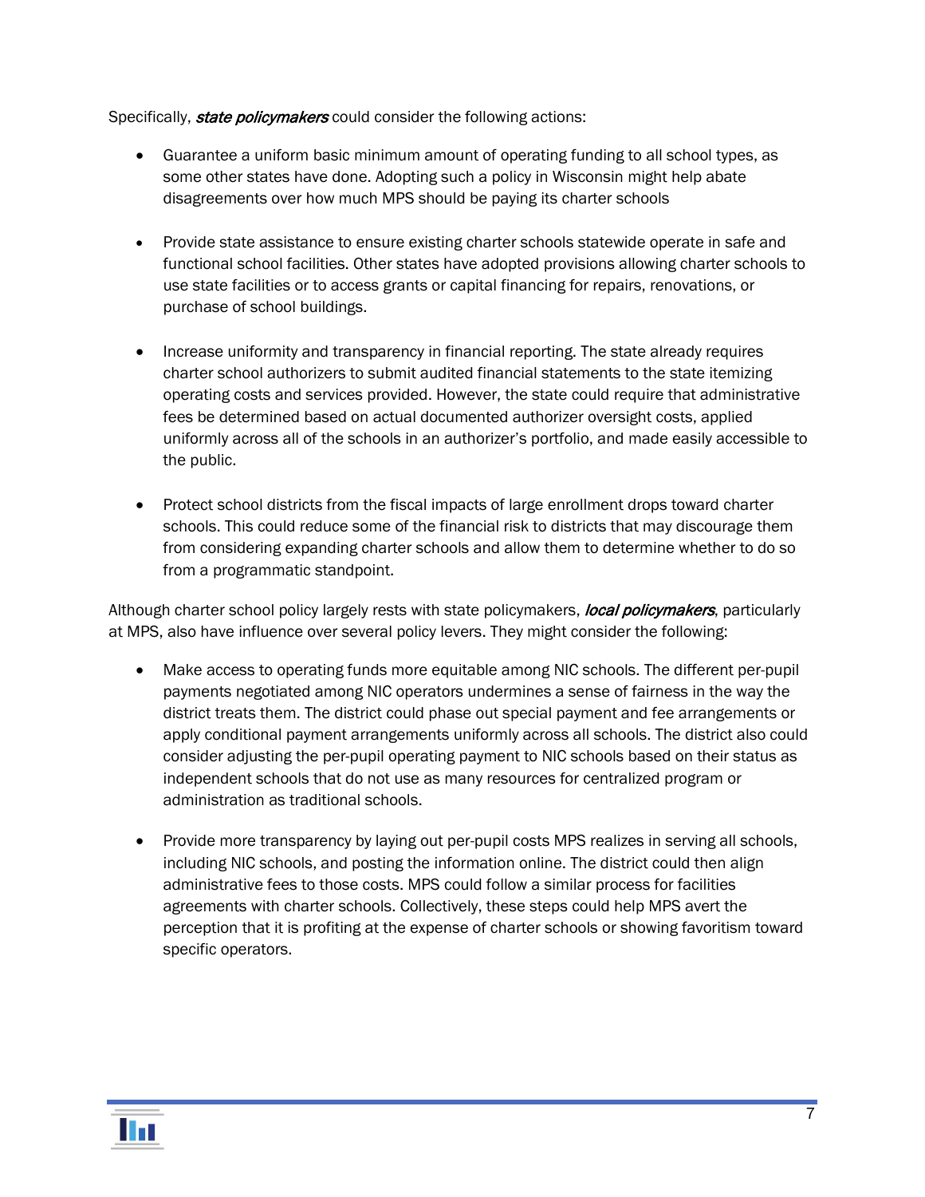Specifically, ***state policymakers*** could consider the following actions:

- Guarantee a uniform basic minimum amount of operating funding to all school types, as some other states have done. Adopting such a policy in Wisconsin might help abate disagreements over how much MPS should be paying its charter schools

- Provide state assistance to ensure existing charter schools statewide operate in safe and functional school facilities. Other states have adopted provisions allowing charter schools to use state facilities or to access grants or capital financing for repairs, renovations, or purchase of school buildings.

- Increase uniformity and transparency in financial reporting. The state already requires charter school authorizers to submit audited financial statements to the state itemizing operating costs and services provided. However, the state could require that administrative fees be determined based on actual documented authorizer oversight costs, applied uniformly across all of the schools in an authorizer's portfolio, and made easily accessible to the public.

- Protect school districts from the fiscal impacts of large enrollment drops toward charter schools. This could reduce some of the financial risk to districts that may discourage them from considering expanding charter schools and allow them to determine whether to do so from a programmatic standpoint.

Although charter school policy largely rests with state policymakers, ***local policymakers***, particularly at MPS, also have influence over several policy levers. They might consider the following:

- Make access to operating funds more equitable among NIC schools. The different per-pupil payments negotiated among NIC operators undermines a sense of fairness in the way the district treats them. The district could phase out special payment and fee arrangements or apply conditional payment arrangements uniformly across all schools. The district also could consider adjusting the per-pupil operating payment to NIC schools based on their status as independent schools that do not use as many resources for centralized program or administration as traditional schools.

- Provide more transparency by laying out per-pupil costs MPS realizes in serving all schools, including NIC schools, and posting the information online. The district could then align administrative fees to those costs. MPS could follow a similar process for facilities agreements with charter schools. Collectively, these steps could help MPS avert the perception that it is profiting at the expense of charter schools or showing favoritism toward specific operators.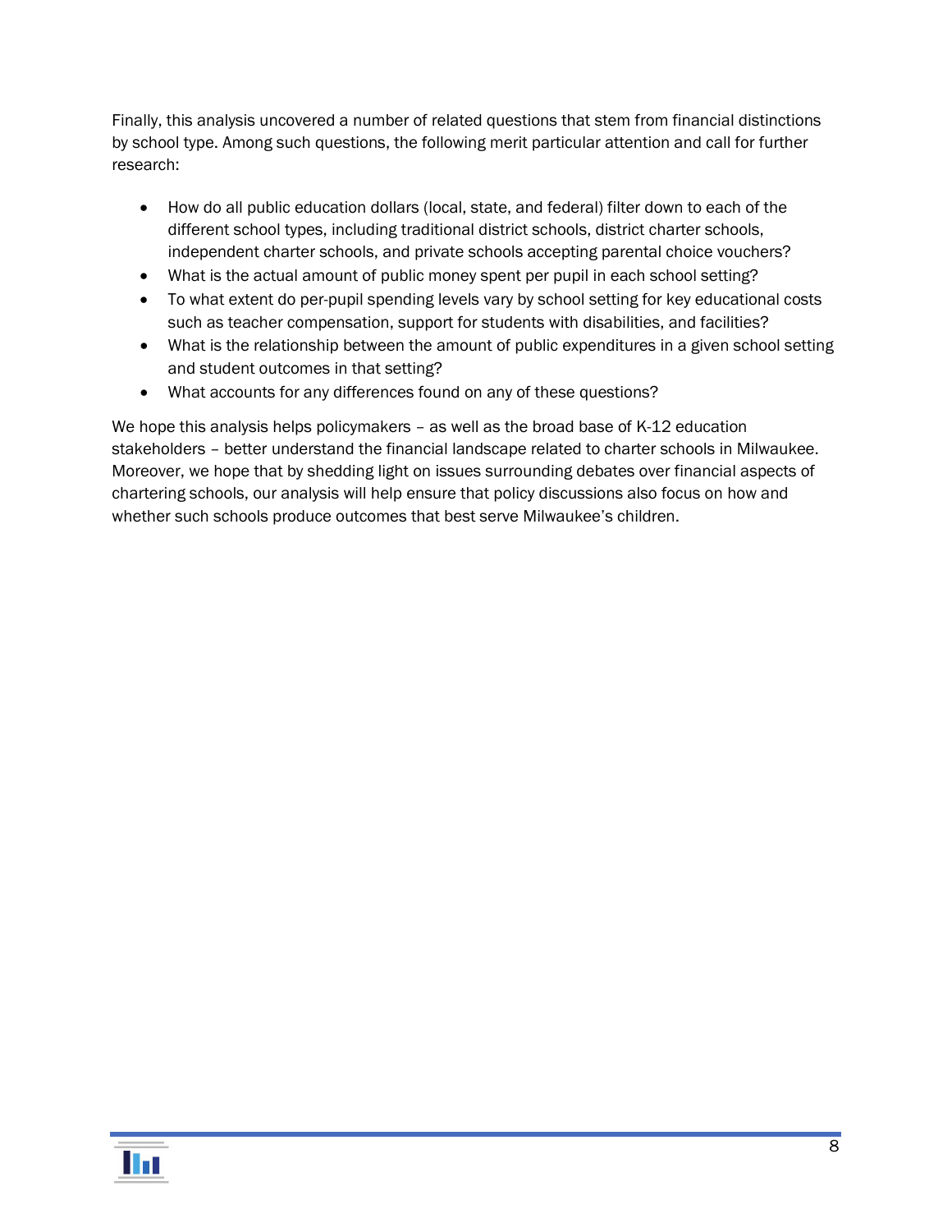Finally, this analysis uncovered a number of related questions that stem from financial distinctions by school type. Among such questions, the following merit particular attention and call for further research:

- How do all public education dollars (local, state, and federal) filter down to each of the different school types, including traditional district schools, district charter schools, independent charter schools, and private schools accepting parental choice vouchers?
- What is the actual amount of public money spent per pupil in each school setting?
- To what extent do per-pupil spending levels vary by school setting for key educational costs such as teacher compensation, support for students with disabilities, and facilities?
- What is the relationship between the amount of public expenditures in a given school setting and student outcomes in that setting?
- What accounts for any differences found on any of these questions?

We hope this analysis helps policymakers – as well as the broad base of K-12 education stakeholders – better understand the financial landscape related to charter schools in Milwaukee. Moreover, we hope that by shedding light on issues surrounding debates over financial aspects of chartering schools, our analysis will help ensure that policy discussions also focus on how and whether such schools produce outcomes that best serve Milwaukee's children.